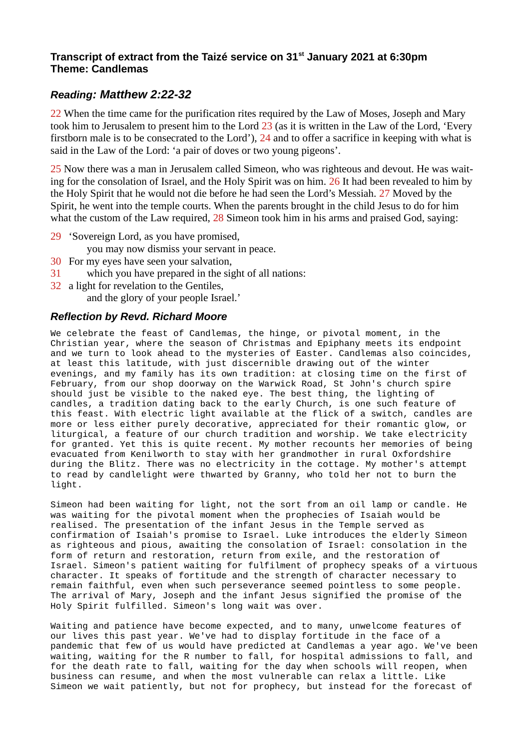**Transcript of extract from the Taizé service on 31st January 2021 at 6:30pm**
**Theme: Candlemas**

## *Reading: Matthew 2:22-32*

22 When the time came for the purification rites required by the Law of Moses, Joseph and Mary took him to Jerusalem to present him to the Lord 23 (as it is written in the Law of the Lord, 'Every firstborn male is to be consecrated to the Lord'), 24 and to offer a sacrifice in keeping with what is said in the Law of the Lord: 'a pair of doves or two young pigeons'.

25 Now there was a man in Jerusalem called Simeon, who was righteous and devout. He was waiting for the consolation of Israel, and the Holy Spirit was on him. 26 It had been revealed to him by the Holy Spirit that he would not die before he had seen the Lord's Messiah. 27 Moved by the Spirit, he went into the temple courts. When the parents brought in the child Jesus to do for him what the custom of the Law required, 28 Simeon took him in his arms and praised God, saying:

29 'Sovereign Lord, as you have promised,
you may now dismiss your servant in peace.
30 For my eyes have seen your salvation,
31 which you have prepared in the sight of all nations:
32 a light for revelation to the Gentiles,
and the glory of your people Israel.'

## *Reflection by Revd. Richard Moore*

We celebrate the feast of Candlemas, the hinge, or pivotal moment, in the Christian year, where the season of Christmas and Epiphany meets its endpoint and we turn to look ahead to the mysteries of Easter. Candlemas also coincides, at least this latitude, with just discernible drawing out of the winter evenings, and my family has its own tradition: at closing time on the first of February, from our shop doorway on the Warwick Road, St John's church spire should just be visible to the naked eye. The best thing, the lighting of candles, a tradition dating back to the early Church, is one such feature of this feast. With electric light available at the flick of a switch, candles are more or less either purely decorative, appreciated for their romantic glow, or liturgical, a feature of our church tradition and worship. We take electricity for granted. Yet this is quite recent. My mother recounts her memories of being evacuated from Kenilworth to stay with her grandmother in rural Oxfordshire during the Blitz. There was no electricity in the cottage. My mother's attempt to read by candlelight were thwarted by Granny, who told her not to burn the light.

Simeon had been waiting for light, not the sort from an oil lamp or candle. He was waiting for the pivotal moment when the prophecies of Isaiah would be realised. The presentation of the infant Jesus in the Temple served as confirmation of Isaiah's promise to Israel. Luke introduces the elderly Simeon as righteous and pious, awaiting the consolation of Israel: consolation in the form of return and restoration, return from exile, and the restoration of Israel. Simeon's patient waiting for fulfilment of prophecy speaks of a virtuous character. It speaks of fortitude and the strength of character necessary to remain faithful, even when such perseverance seemed pointless to some people. The arrival of Mary, Joseph and the infant Jesus signified the promise of the Holy Spirit fulfilled. Simeon's long wait was over.

Waiting and patience have become expected, and to many, unwelcome features of our lives this past year. We've had to display fortitude in the face of a pandemic that few of us would have predicted at Candlemas a year ago. We've been waiting, waiting for the R number to fall, for hospital admissions to fall, and for the death rate to fall, waiting for the day when schools will reopen, when business can resume, and when the most vulnerable can relax a little. Like Simeon we wait patiently, but not for prophecy, but instead for the forecast of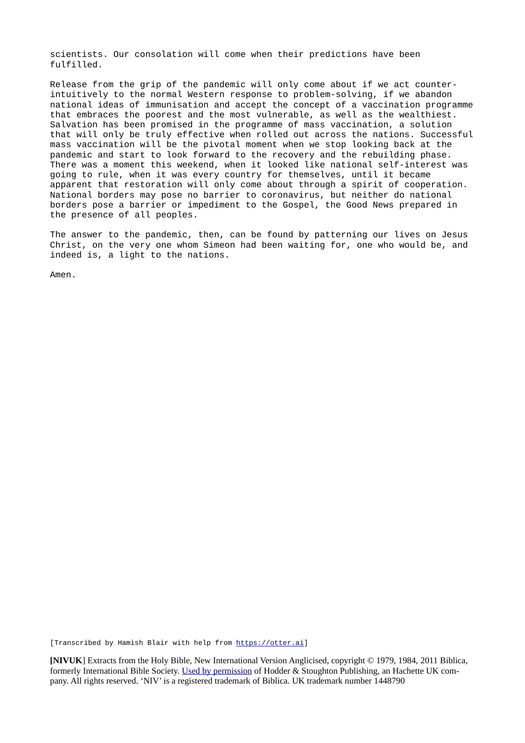scientists. Our consolation will come when their predictions have been fulfilled.

Release from the grip of the pandemic will only come about if we act counter-intuitively to the normal Western response to problem-solving, if we abandon national ideas of immunisation and accept the concept of a vaccination programme that embraces the poorest and the most vulnerable, as well as the wealthiest. Salvation has been promised in the programme of mass vaccination, a solution that will only be truly effective when rolled out across the nations. Successful mass vaccination will be the pivotal moment when we stop looking back at the pandemic and start to look forward to the recovery and the rebuilding phase. There was a moment this weekend, when it looked like national self-interest was going to rule, when it was every country for themselves, until it became apparent that restoration will only come about through a spirit of cooperation. National borders may pose no barrier to coronavirus, but neither do national borders pose a barrier or impediment to the Gospel, the Good News prepared in the presence of all peoples.

The answer to the pandemic, then, can be found by patterning our lives on Jesus Christ, on the very one whom Simeon had been waiting for, one who would be, and indeed is, a light to the nations.

Amen.

[Transcribed by Hamish Blair with help from https://otter.ai]

**[NIVUK**] Extracts from the Holy Bible, New International Version Anglicised, copyright © 1979, 1984, 2011 Biblica, formerly International Bible Society. Used by permission of Hodder & Stoughton Publishing, an Hachette UK company. All rights reserved. 'NIV' is a registered trademark of Biblica. UK trademark number 1448790